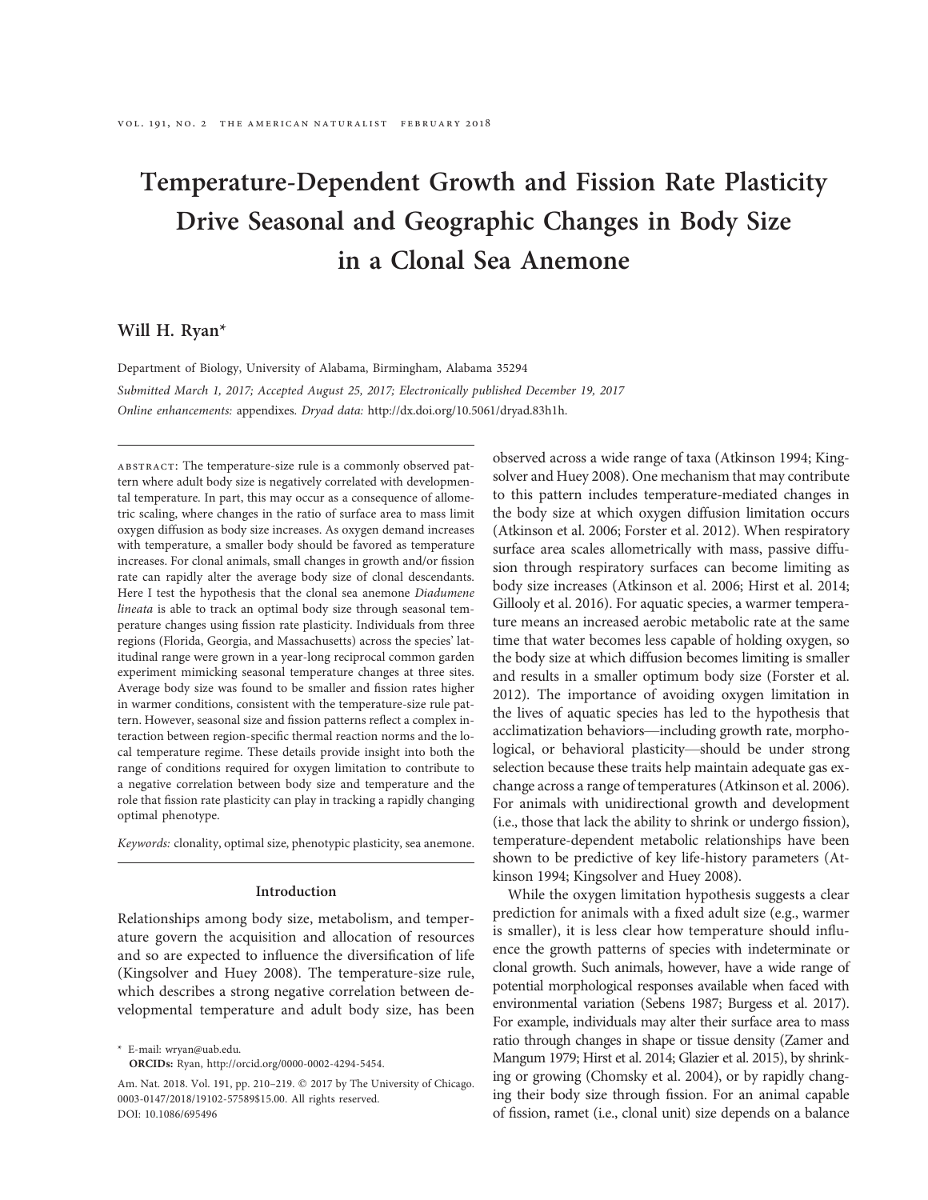# Temperature-Dependent Growth and Fission Rate Plasticity Drive Seasonal and Geographic Changes in Body Size in a Clonal Sea Anemone

**Will H. Ryan***

Department of Biology, University of Alabama, Birmingham, Alabama 35294

*Submitted March 1, 2017; Accepted August 25, 2017; Electronically published December 19, 2017*

*Online enhancements:* appendixes. *Dryad data:* http://dx.doi.org/10.5061/dryad.83h1h.

ABSTRACT: The temperature-size rule is a commonly observed pattern where adult body size is negatively correlated with developmental temperature. In part, this may occur as a consequence of allometric scaling, where changes in the ratio of surface area to mass limit oxygen diffusion as body size increases. As oxygen demand increases with temperature, a smaller body should be favored as temperature increases. For clonal animals, small changes in growth and/or fission rate can rapidly alter the average body size of clonal descendants. Here I test the hypothesis that the clonal sea anemone *Diadumene lineata* is able to track an optimal body size through seasonal temperature changes using fission rate plasticity. Individuals from three regions (Florida, Georgia, and Massachusetts) across the species' latitudinal range were grown in a year-long reciprocal common garden experiment mimicking seasonal temperature changes at three sites. Average body size was found to be smaller and fission rates higher in warmer conditions, consistent with the temperature-size rule pattern. However, seasonal size and fission patterns reflect a complex interaction between region-specific thermal reaction norms and the local temperature regime. These details provide insight into both the range of conditions required for oxygen limitation to contribute to a negative correlation between body size and temperature and the role that fission rate plasticity can play in tracking a rapidly changing optimal phenotype.

*Keywords:* clonality, optimal size, phenotypic plasticity, sea anemone.

## Introduction

Relationships among body size, metabolism, and temperature govern the acquisition and allocation of resources and so are expected to influence the diversification of life (Kingsolver and Huey 2008). The temperature-size rule, which describes a strong negative correlation between developmental temperature and adult body size, has been observed across a wide range of taxa (Atkinson 1994; Kingsolver and Huey 2008). One mechanism that may contribute to this pattern includes temperature-mediated changes in the body size at which oxygen diffusion limitation occurs (Atkinson et al. 2006; Forster et al. 2012). When respiratory surface area scales allometrically with mass, passive diffusion through respiratory surfaces can become limiting as body size increases (Atkinson et al. 2006; Hirst et al. 2014; Gillooly et al. 2016). For aquatic species, a warmer temperature means an increased aerobic metabolic rate at the same time that water becomes less capable of holding oxygen, so the body size at which diffusion becomes limiting is smaller and results in a smaller optimum body size (Forster et al. 2012). The importance of avoiding oxygen limitation in the lives of aquatic species has led to the hypothesis that acclimatization behaviors—including growth rate, morphological, or behavioral plasticity—should be under strong selection because these traits help maintain adequate gas exchange across a range of temperatures (Atkinson et al. 2006). For animals with unidirectional growth and development (i.e., those that lack the ability to shrink or undergo fission), temperature-dependent metabolic relationships have been shown to be predictive of key life-history parameters (Atkinson 1994; Kingsolver and Huey 2008).

While the oxygen limitation hypothesis suggests a clear prediction for animals with a fixed adult size (e.g., warmer is smaller), it is less clear how temperature should influence the growth patterns of species with indeterminate or clonal growth. Such animals, however, have a wide range of potential morphological responses available when faced with environmental variation (Sebens 1987; Burgess et al. 2017). For example, individuals may alter their surface area to mass ratio through changes in shape or tissue density (Zamer and Mangum 1979; Hirst et al. 2014; Glazier et al. 2015), by shrinking or growing (Chomsky et al. 2004), or by rapidly changing their body size through fission. For an animal capable of fission, ramet (i.e., clonal unit) size depends on a balance

\* E-mail: wryan@uab.edu.
ORCIDs: Ryan, http://orcid.org/0000-0002-4294-5454.

Am. Nat. 2018. Vol. 191, pp. 210–219. © 2017 by The University of Chicago. 0003-0147/2018/19102-57589$15.00. All rights reserved.
DOI: 10.1086/695496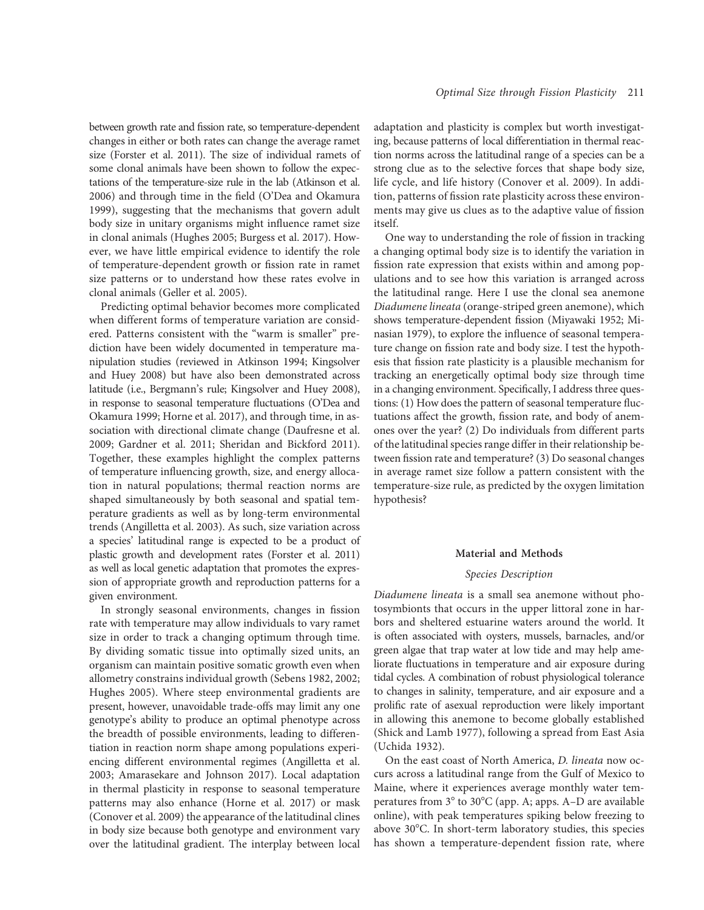between growth rate and fission rate, so temperature-dependent changes in either or both rates can change the average ramet size (Forster et al. 2011). The size of individual ramets of some clonal animals have been shown to follow the expectations of the temperature-size rule in the lab (Atkinson et al. 2006) and through time in the field (O'Dea and Okamura 1999), suggesting that the mechanisms that govern adult body size in unitary organisms might influence ramet size in clonal animals (Hughes 2005; Burgess et al. 2017). However, we have little empirical evidence to identify the role of temperature-dependent growth or fission rate in ramet size patterns or to understand how these rates evolve in clonal animals (Geller et al. 2005).

Predicting optimal behavior becomes more complicated when different forms of temperature variation are considered. Patterns consistent with the "warm is smaller" prediction have been widely documented in temperature manipulation studies (reviewed in Atkinson 1994; Kingsolver and Huey 2008) but have also been demonstrated across latitude (i.e., Bergmann's rule; Kingsolver and Huey 2008), in response to seasonal temperature fluctuations (O'Dea and Okamura 1999; Horne et al. 2017), and through time, in association with directional climate change (Daufresne et al. 2009; Gardner et al. 2011; Sheridan and Bickford 2011). Together, these examples highlight the complex patterns of temperature influencing growth, size, and energy allocation in natural populations; thermal reaction norms are shaped simultaneously by both seasonal and spatial temperature gradients as well as by long-term environmental trends (Angilletta et al. 2003). As such, size variation across a species' latitudinal range is expected to be a product of plastic growth and development rates (Forster et al. 2011) as well as local genetic adaptation that promotes the expression of appropriate growth and reproduction patterns for a given environment.

In strongly seasonal environments, changes in fission rate with temperature may allow individuals to vary ramet size in order to track a changing optimum through time. By dividing somatic tissue into optimally sized units, an organism can maintain positive somatic growth even when allometry constrains individual growth (Sebens 1982, 2002; Hughes 2005). Where steep environmental gradients are present, however, unavoidable trade-offs may limit any one genotype's ability to produce an optimal phenotype across the breadth of possible environments, leading to differentiation in reaction norm shape among populations experiencing different environmental regimes (Angilletta et al. 2003; Amarasekare and Johnson 2017). Local adaptation in thermal plasticity in response to seasonal temperature patterns may also enhance (Horne et al. 2017) or mask (Conover et al. 2009) the appearance of the latitudinal clines in body size because both genotype and environment vary over the latitudinal gradient. The interplay between local adaptation and plasticity is complex but worth investigating, because patterns of local differentiation in thermal reaction norms across the latitudinal range of a species can be a strong clue as to the selective forces that shape body size, life cycle, and life history (Conover et al. 2009). In addition, patterns of fission rate plasticity across these environments may give us clues as to the adaptive value of fission itself.

One way to understanding the role of fission in tracking a changing optimal body size is to identify the variation in fission rate expression that exists within and among populations and to see how this variation is arranged across the latitudinal range. Here I use the clonal sea anemone *Diadumene lineata* (orange-striped green anemone), which shows temperature-dependent fission (Miyawaki 1952; Minasian 1979), to explore the influence of seasonal temperature change on fission rate and body size. I test the hypothesis that fission rate plasticity is a plausible mechanism for tracking an energetically optimal body size through time in a changing environment. Specifically, I address three questions: (1) How does the pattern of seasonal temperature fluctuations affect the growth, fission rate, and body of anemones over the year? (2) Do individuals from different parts of the latitudinal species range differ in their relationship between fission rate and temperature? (3) Do seasonal changes in average ramet size follow a pattern consistent with the temperature-size rule, as predicted by the oxygen limitation hypothesis?

## Material and Methods

### Species Description

*Diadumene lineata* is a small sea anemone without photosymbionts that occurs in the upper littoral zone in harbors and sheltered estuarine waters around the world. It is often associated with oysters, mussels, barnacles, and/or green algae that trap water at low tide and may help ameliorate fluctuations in temperature and air exposure during tidal cycles. A combination of robust physiological tolerance to changes in salinity, temperature, and air exposure and a prolific rate of asexual reproduction were likely important in allowing this anemone to become globally established (Shick and Lamb 1977), following a spread from East Asia (Uchida 1932).

On the east coast of North America, *D. lineata* now occurs across a latitudinal range from the Gulf of Mexico to Maine, where it experiences average monthly water temperatures from 3° to 30°C (app. A; apps. A–D are available online), with peak temperatures spiking below freezing to above 30°C. In short-term laboratory studies, this species has shown a temperature-dependent fission rate, where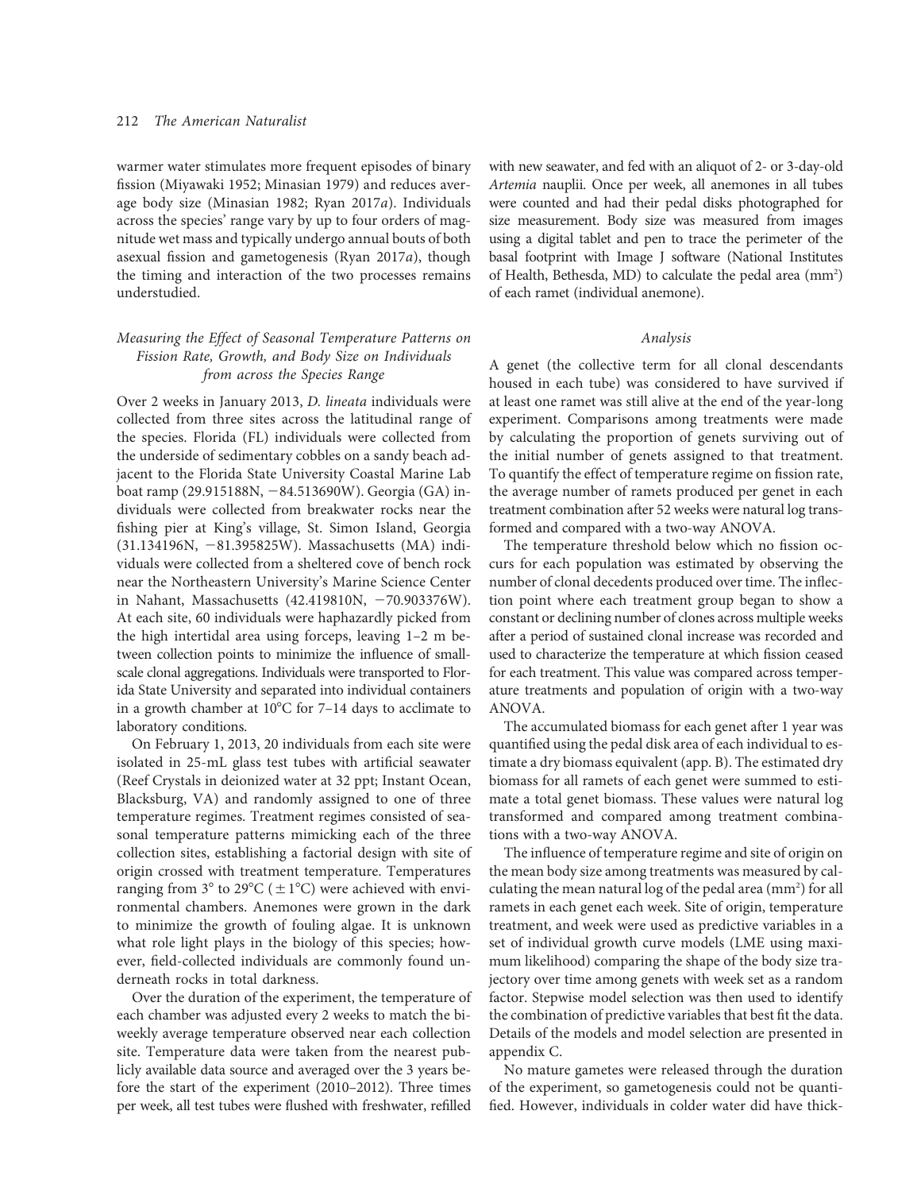warmer water stimulates more frequent episodes of binary fission (Miyawaki 1952; Minasian 1979) and reduces average body size (Minasian 1982; Ryan 2017*a*). Individuals across the species' range vary by up to four orders of magnitude wet mass and typically undergo annual bouts of both asexual fission and gametogenesis (Ryan 2017*a*), though the timing and interaction of the two processes remains understudied.

### *Measuring the Effect of Seasonal Temperature Patterns on Fission Rate, Growth, and Body Size on Individuals from across the Species Range*

Over 2 weeks in January 2013, *D. lineata* individuals were collected from three sites across the latitudinal range of the species. Florida (FL) individuals were collected from the underside of sedimentary cobbles on a sandy beach adjacent to the Florida State University Coastal Marine Lab boat ramp (29.915188N, −84.513690W). Georgia (GA) individuals were collected from breakwater rocks near the fishing pier at King's village, St. Simon Island, Georgia (31.134196N, −81.395825W). Massachusetts (MA) individuals were collected from a sheltered cove of bench rock near the Northeastern University's Marine Science Center in Nahant, Massachusetts (42.419810N, −70.903376W). At each site, 60 individuals were haphazardly picked from the high intertidal area using forceps, leaving 1–2 m between collection points to minimize the influence of small-scale clonal aggregations. Individuals were transported to Florida State University and separated into individual containers in a growth chamber at 10°C for 7–14 days to acclimate to laboratory conditions.

On February 1, 2013, 20 individuals from each site were isolated in 25-mL glass test tubes with artificial seawater (Reef Crystals in deionized water at 32 ppt; Instant Ocean, Blacksburg, VA) and randomly assigned to one of three temperature regimes. Treatment regimes consisted of seasonal temperature patterns mimicking each of the three collection sites, establishing a factorial design with site of origin crossed with treatment temperature. Temperatures ranging from 3° to 29°C (±1°C) were achieved with environmental chambers. Anemones were grown in the dark to minimize the growth of fouling algae. It is unknown what role light plays in the biology of this species; however, field-collected individuals are commonly found underneath rocks in total darkness.

Over the duration of the experiment, the temperature of each chamber was adjusted every 2 weeks to match the biweekly average temperature observed near each collection site. Temperature data were taken from the nearest publicly available data source and averaged over the 3 years before the start of the experiment (2010–2012). Three times per week, all test tubes were flushed with freshwater, refilled with new seawater, and fed with an aliquot of 2- or 3-day-old *Artemia* nauplii. Once per week, all anemones in all tubes were counted and had their pedal disks photographed for size measurement. Body size was measured from images using a digital tablet and pen to trace the perimeter of the basal footprint with Image J software (National Institutes of Health, Bethesda, MD) to calculate the pedal area ($mm^2$) of each ramet (individual anemone).

### *Analysis*

A genet (the collective term for all clonal descendants housed in each tube) was considered to have survived if at least one ramet was still alive at the end of the year-long experiment. Comparisons among treatments were made by calculating the proportion of genets surviving out of the initial number of genets assigned to that treatment. To quantify the effect of temperature regime on fission rate, the average number of ramets produced per genet in each treatment combination after 52 weeks were natural log transformed and compared with a two-way ANOVA.

The temperature threshold below which no fission occurs for each population was estimated by observing the number of clonal decedents produced over time. The inflection point where each treatment group began to show a constant or declining number of clones across multiple weeks after a period of sustained clonal increase was recorded and used to characterize the temperature at which fission ceased for each treatment. This value was compared across temperature treatments and population of origin with a two-way ANOVA.

The accumulated biomass for each genet after 1 year was quantified using the pedal disk area of each individual to estimate a dry biomass equivalent (app. B). The estimated dry biomass for all ramets of each genet were summed to estimate a total genet biomass. These values were natural log transformed and compared among treatment combinations with a two-way ANOVA.

The influence of temperature regime and site of origin on the mean body size among treatments was measured by calculating the mean natural log of the pedal area ($mm^2$) for all ramets in each genet each week. Site of origin, temperature treatment, and week were used as predictive variables in a set of individual growth curve models (LME using maximum likelihood) comparing the shape of the body size trajectory over time among genets with week set as a random factor. Stepwise model selection was then used to identify the combination of predictive variables that best fit the data. Details of the models and model selection are presented in appendix C.

No mature gametes were released through the duration of the experiment, so gametogenesis could not be quantified. However, individuals in colder water did have thick-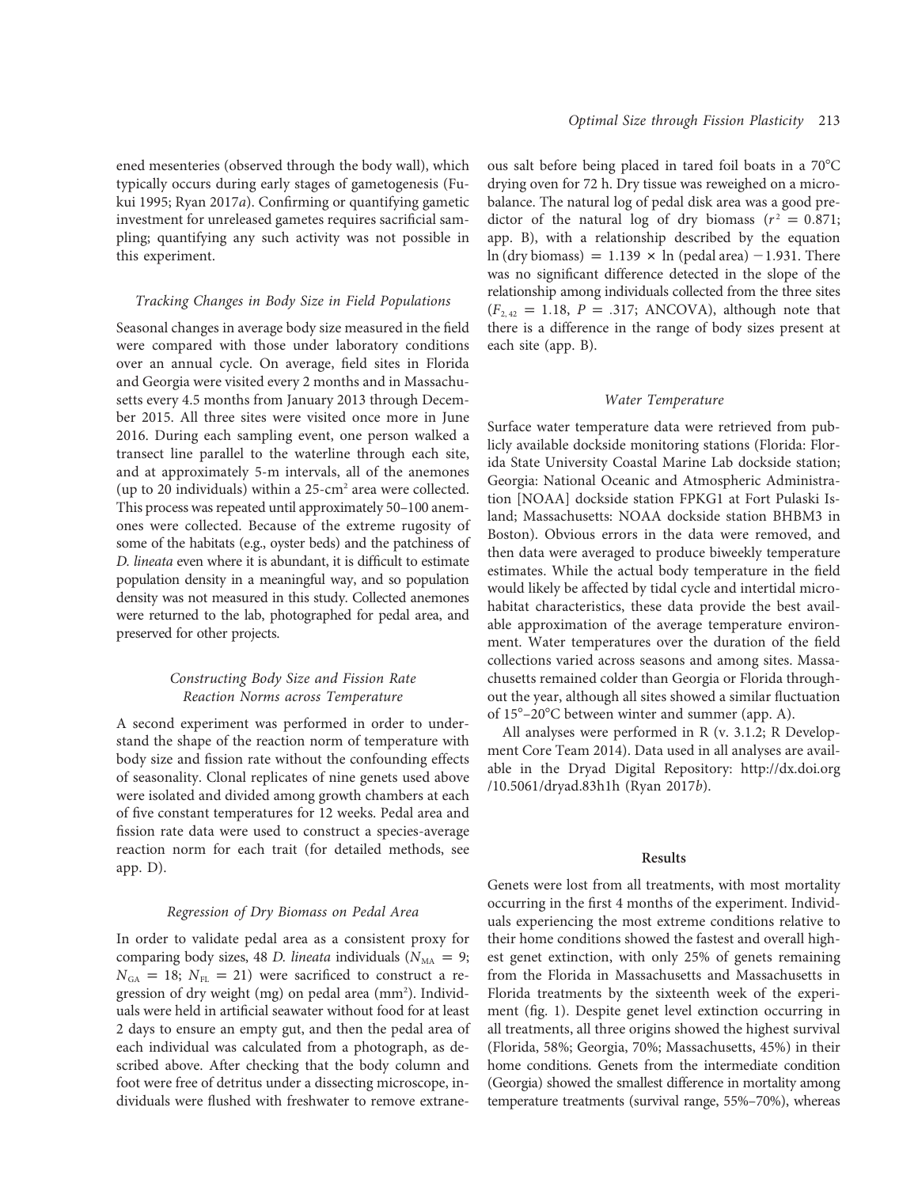ened mesenteries (observed through the body wall), which typically occurs during early stages of gametogenesis (Fukui 1995; Ryan 2017*a*). Confirming or quantifying gametic investment for unreleased gametes requires sacrificial sampling; quantifying any such activity was not possible in this experiment.

### *Tracking Changes in Body Size in Field Populations*

Seasonal changes in average body size measured in the field were compared with those under laboratory conditions over an annual cycle. On average, field sites in Florida and Georgia were visited every 2 months and in Massachusetts every 4.5 months from January 2013 through December 2015. All three sites were visited once more in June 2016. During each sampling event, one person walked a transect line parallel to the waterline through each site, and at approximately 5-m intervals, all of the anemones (up to 20 individuals) within a 25-$cm^2$ area were collected. This process was repeated until approximately 50–100 anemones were collected. Because of the extreme rugosity of some of the habitats (e.g., oyster beds) and the patchiness of *D. lineata* even where it is abundant, it is difficult to estimate population density in a meaningful way, and so population density was not measured in this study. Collected anemones were returned to the lab, photographed for pedal area, and preserved for other projects.

### *Constructing Body Size and Fission Rate Reaction Norms across Temperature*

A second experiment was performed in order to understand the shape of the reaction norm of temperature with body size and fission rate without the confounding effects of seasonality. Clonal replicates of nine genets used above were isolated and divided among growth chambers at each of five constant temperatures for 12 weeks. Pedal area and fission rate data were used to construct a species-average reaction norm for each trait (for detailed methods, see app. D).

### *Regression of Dry Biomass on Pedal Area*

In order to validate pedal area as a consistent proxy for comparing body sizes, 48 *D. lineata* individuals ($N_{MA} = 9$; $N_{GA} = 18$; $N_{FL} = 21$) were sacrificed to construct a regression of dry weight (mg) on pedal area ($mm^2$). Individuals were held in artificial seawater without food for at least 2 days to ensure an empty gut, and then the pedal area of each individual was calculated from a photograph, as described above. After checking that the body column and foot were free of detritus under a dissecting microscope, individuals were flushed with freshwater to remove extraneous salt before being placed in tared foil boats in a 70°C drying oven for 72 h. Dry tissue was reweighed on a microbalance. The natural log of pedal disk area was a good predictor of the natural log of dry biomass ($r^2 = 0.871$; app. B), with a relationship described by the equation $\ln(\text{dry biomass}) = 1.139 \times \ln(\text{pedal area}) - 1.931$. There was no significant difference detected in the slope of the relationship among individuals collected from the three sites ($F_{2,42} = 1.18$, $P = .317$; ANCOVA), although note that there is a difference in the range of body sizes present at each site (app. B).

### *Water Temperature*

Surface water temperature data were retrieved from publicly available dockside monitoring stations (Florida: Florida State University Coastal Marine Lab dockside station; Georgia: National Oceanic and Atmospheric Administration [NOAA] dockside station FPKG1 at Fort Pulaski Island; Massachusetts: NOAA dockside station BHBM3 in Boston). Obvious errors in the data were removed, and then data were averaged to produce biweekly temperature estimates. While the actual body temperature in the field would likely be affected by tidal cycle and intertidal microhabitat characteristics, these data provide the best available approximation of the average temperature environment. Water temperatures over the duration of the field collections varied across seasons and among sites. Massachusetts remained colder than Georgia or Florida throughout the year, although all sites showed a similar fluctuation of 15°–20°C between winter and summer (app. A).

All analyses were performed in R (v. 3.1.2; R Development Core Team 2014). Data used in all analyses are available in the Dryad Digital Repository: http://dx.doi.org/10.5061/dryad.83h1h (Ryan 2017*b*).

## Results

Genets were lost from all treatments, with most mortality occurring in the first 4 months of the experiment. Individuals experiencing the most extreme conditions relative to their home conditions showed the fastest and overall highest genet extinction, with only 25% of genets remaining from the Florida in Massachusetts and Massachusetts in Florida treatments by the sixteenth week of the experiment (fig. 1). Despite genet level extinction occurring in all treatments, all three origins showed the highest survival (Florida, 58%; Georgia, 70%; Massachusetts, 45%) in their home conditions. Genets from the intermediate condition (Georgia) showed the smallest difference in mortality among temperature treatments (survival range, 55%–70%), whereas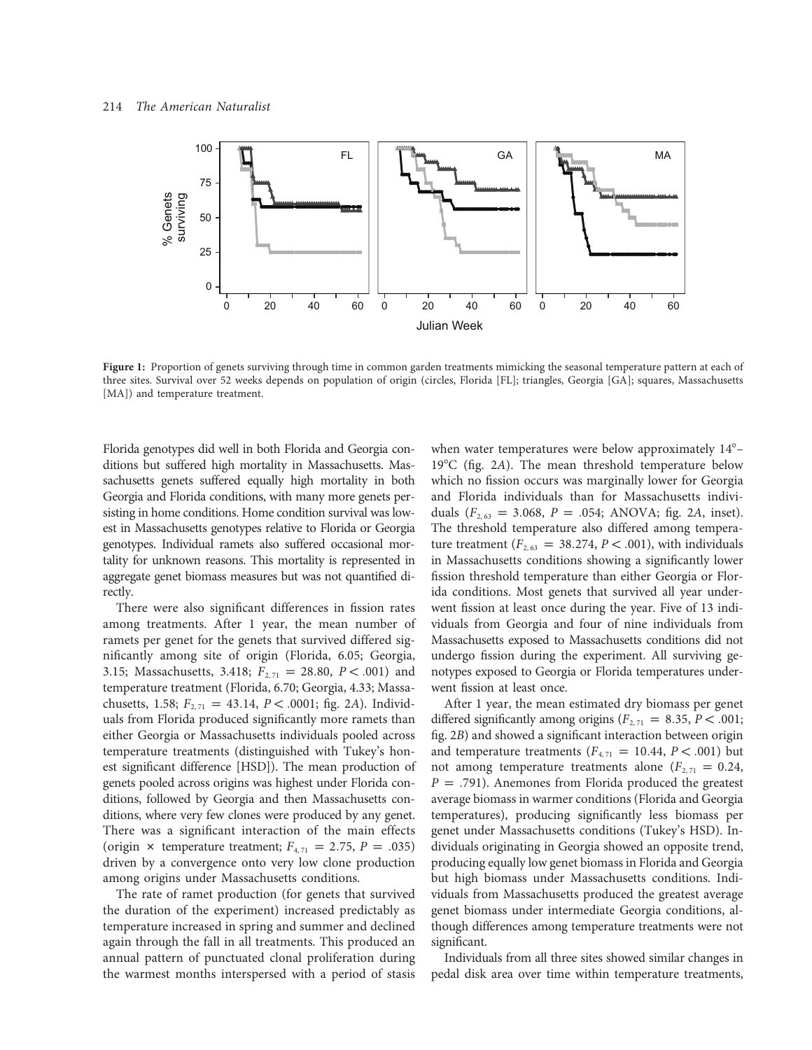**Figure 1:** Proportion of genets surviving through time in common garden treatments mimicking the seasonal temperature pattern at each of three sites. Survival over 52 weeks depends on population of origin (circles, Florida [FL]; triangles, Georgia [GA]; squares, Massachusetts [MA]) and temperature treatment.

Florida genotypes did well in both Florida and Georgia conditions but suffered high mortality in Massachusetts. Massachusetts genets suffered equally high mortality in both Georgia and Florida conditions, with many more genets persisting in home conditions. Home condition survival was lowest in Massachusetts genotypes relative to Florida or Georgia genotypes. Individual ramets also suffered occasional mortality for unknown reasons. This mortality is represented in aggregate genet biomass measures but was not quantified directly.

There were also significant differences in fission rates among treatments. After 1 year, the mean number of ramets per genet for the genets that survived differed significantly among site of origin (Florida, 6.05; Georgia, 3.15; Massachusetts, 3.418; $F_{2,71} = 28.80$, $P < .001$) and temperature treatment (Florida, 6.70; Georgia, 4.33; Massachusetts, 1.58; $F_{2,71} = 43.14$, $P < .0001$; fig. 2*A*). Individuals from Florida produced significantly more ramets than either Georgia or Massachusetts individuals pooled across temperature treatments (distinguished with Tukey's honest significant difference [HSD]). The mean production of genets pooled across origins was highest under Florida conditions, followed by Georgia and then Massachusetts conditions, where very few clones were produced by any genet. There was a significant interaction of the main effects (origin × temperature treatment; $F_{4,71} = 2.75$, $P = .035$) driven by a convergence onto very low clone production among origins under Massachusetts conditions.

The rate of ramet production (for genets that survived the duration of the experiment) increased predictably as temperature increased in spring and summer and declined again through the fall in all treatments. This produced an annual pattern of punctuated clonal proliferation during the warmest months interspersed with a period of stasis when water temperatures were below approximately 14°–19°C (fig. 2*A*). The mean threshold temperature below which no fission occurs was marginally lower for Georgia and Florida individuals than for Massachusetts individuals ($F_{2,63} = 3.068$, $P = .054$; ANOVA; fig. 2*A*, inset). The threshold temperature also differed among temperature treatment ($F_{2,63} = 38.274$, $P < .001$), with individuals in Massachusetts conditions showing a significantly lower fission threshold temperature than either Georgia or Florida conditions. Most genets that survived all year underwent fission at least once during the year. Five of 13 individuals from Georgia and four of nine individuals from Massachusetts exposed to Massachusetts conditions did not undergo fission during the experiment. All surviving genotypes exposed to Georgia or Florida temperatures underwent fission at least once.

After 1 year, the mean estimated dry biomass per genet differed significantly among origins ($F_{2,71} = 8.35$, $P < .001$; fig. 2*B*) and showed a significant interaction between origin and temperature treatments ($F_{4,71} = 10.44$, $P < .001$) but not among temperature treatments alone ($F_{2,71} = 0.24$, $P = .791$). Anemones from Florida produced the greatest average biomass in warmer conditions (Florida and Georgia temperatures), producing significantly less biomass per genet under Massachusetts conditions (Tukey's HSD). Individuals originating in Georgia showed an opposite trend, producing equally low genet biomass in Florida and Georgia but high biomass under Massachusetts conditions. Individuals from Massachusetts produced the greatest average genet biomass under intermediate Georgia conditions, although differences among temperature treatments were not significant.

Individuals from all three sites showed similar changes in pedal disk area over time within temperature treatments,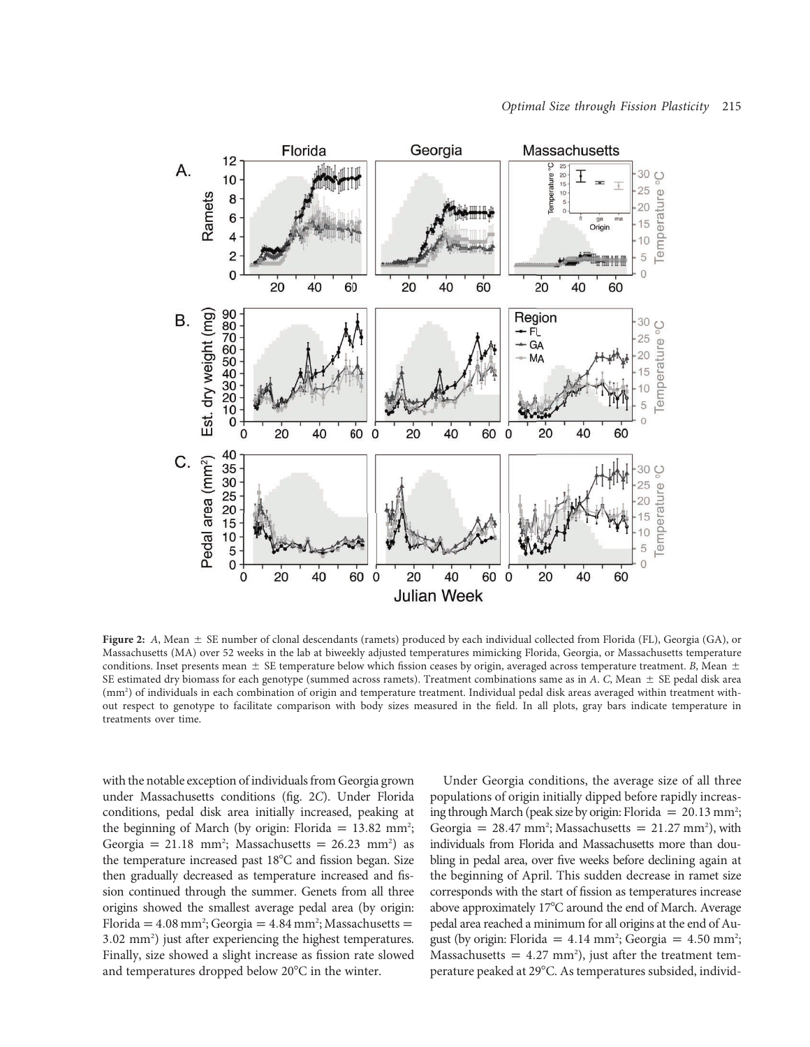**Figure 2:** *A*, Mean ± SE number of clonal descendants (ramets) produced by each individual collected from Florida (FL), Georgia (GA), or Massachusetts (MA) over 52 weeks in the lab at biweekly adjusted temperatures mimicking Florida, Georgia, or Massachusetts temperature conditions. Inset presents mean ± SE temperature below which fission ceases by origin, averaged across temperature treatment. *B*, Mean ± SE estimated dry biomass for each genotype (summed across ramets). Treatment combinations same as in *A*. *C*, Mean ± SE pedal disk area (mm²) of individuals in each combination of origin and temperature treatment. Individual pedal disk areas averaged within treatment without respect to genotype to facilitate comparison with body sizes measured in the field. In all plots, gray bars indicate temperature in treatments over time.

with the notable exception of individuals from Georgia grown under Massachusetts conditions (fig. 2*C*). Under Florida conditions, pedal disk area initially increased, peaking at the beginning of March (by origin: Florida = 13.82 mm²; Georgia = 21.18 mm²; Massachusetts = 26.23 mm²) as the temperature increased past 18°C and fission began. Size then gradually decreased as temperature increased and fission continued through the summer. Genets from all three origins showed the smallest average pedal area (by origin: Florida = 4.08 mm²; Georgia = 4.84 mm²; Massachusetts = 3.02 mm²) just after experiencing the highest temperatures. Finally, size showed a slight increase as fission rate slowed and temperatures dropped below 20°C in the winter.

Under Georgia conditions, the average size of all three populations of origin initially dipped before rapidly increasing through March (peak size by origin: Florida = 20.13 mm²; Georgia = 28.47 mm²; Massachusetts = 21.27 mm²), with individuals from Florida and Massachusetts more than doubling in pedal area, over five weeks before declining again at the beginning of April. This sudden decrease in ramet size corresponds with the start of fission as temperatures increase above approximately 17°C around the end of March. Average pedal area reached a minimum for all origins at the end of August (by origin: Florida = 4.14 mm²; Georgia = 4.50 mm²; Massachusetts = 4.27 mm²), just after the treatment temperature peaked at 29°C. As temperatures subsided, individ-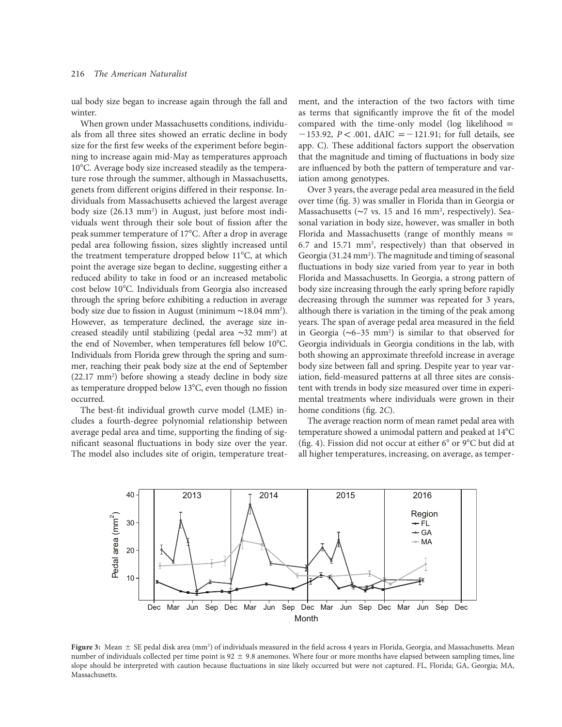ual body size began to increase again through the fall and winter.

When grown under Massachusetts conditions, individuals from all three sites showed an erratic decline in body size for the first few weeks of the experiment before beginning to increase again mid-May as temperatures approach 10°C. Average body size increased steadily as the temperature rose through the summer, although in Massachusetts, genets from different origins differed in their response. Individuals from Massachusetts achieved the largest average body size (26.13 mm$^2$) in August, just before most individuals went through their sole bout of fission after the peak summer temperature of 17°C. After a drop in average pedal area following fission, sizes slightly increased until the treatment temperature dropped below 11°C, at which point the average size began to decline, suggesting either a reduced ability to take in food or an increased metabolic cost below 10°C. Individuals from Georgia also increased through the spring before exhibiting a reduction in average body size due to fission in August (minimum ~18.04 mm$^2$). However, as temperature declined, the average size increased steadily until stabilizing (pedal area ~32 mm$^2$) at the end of November, when temperatures fell below 10°C. Individuals from Florida grew through the spring and summer, reaching their peak body size at the end of September (22.17 mm$^2$) before showing a steady decline in body size as temperature dropped below 13°C, even though no fission occurred.

The best-fit individual growth curve model (LME) includes a fourth-degree polynomial relationship between average pedal area and time, supporting the finding of significant seasonal fluctuations in body size over the year. The model also includes site of origin, temperature treatment, and the interaction of the two factors with time as terms that significantly improve the fit of the model compared with the time-only model (log likelihood = $-153.92$, $P < .001$, dAIC = $-121.91$; for full details, see app. C). These additional factors support the observation that the magnitude and timing of fluctuations in body size are influenced by both the pattern of temperature and variation among genotypes.

Over 3 years, the average pedal area measured in the field over time (fig. 3) was smaller in Florida than in Georgia or Massachusetts (~7 vs. 15 and 16 mm$^2$, respectively). Seasonal variation in body size, however, was smaller in both Florida and Massachusetts (range of monthly means = 6.7 and 15.71 mm$^2$, respectively) than that observed in Georgia (31.24 mm$^2$). The magnitude and timing of seasonal fluctuations in body size varied from year to year in both Florida and Massachusetts. In Georgia, a strong pattern of body size increasing through the early spring before rapidly decreasing through the summer was repeated for 3 years, although there is variation in the timing of the peak among years. The span of average pedal area measured in the field in Georgia (~6–35 mm$^2$) is similar to that observed for Georgia individuals in Georgia conditions in the lab, with both showing an approximate threefold increase in average body size between fall and spring. Despite year to year variation, field-measured patterns at all three sites are consistent with trends in body size measured over time in experimental treatments where individuals were grown in their home conditions (fig. 2C).

The average reaction norm of mean ramet pedal area with temperature showed a unimodal pattern and peaked at 14°C (fig. 4). Fission did not occur at either 6° or 9°C but did at all higher temperatures, increasing, on average, as temper-

**Figure 3:** Mean ± SE pedal disk area (mm$^2$) of individuals measured in the field across 4 years in Florida, Georgia, and Massachusetts. Mean number of individuals collected per time point is 92 ± 9.8 anemones. Where four or more months have elapsed between sampling times, line slope should be interpreted with caution because fluctuations in size likely occurred but were not captured. FL, Florida; GA, Georgia; MA, Massachusetts.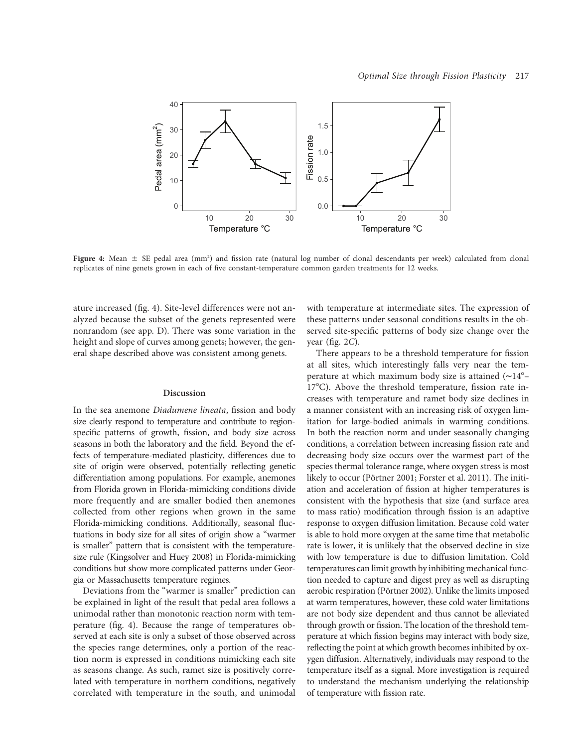Pedal area (mm$^2$)

40
30
20
10
0

10 20 30

Temperature °C

Fission rate

1.5
1.0
0.5
0.0

10 20 30

Temperature °C

**Figure 4:** Mean ± SE pedal area (mm$^2$) and fission rate (natural log number of clonal descendants per week) calculated from clonal replicates of nine genets grown in each of five constant-temperature common garden treatments for 12 weeks.

ature increased (fig. 4). Site-level differences were not analyzed because the subset of the genets represented were nonrandom (see app. D). There was some variation in the height and slope of curves among genets; however, the general shape described above was consistent among genets.

## Discussion

In the sea anemone *Diadumene lineata*, fission and body size clearly respond to temperature and contribute to region-specific patterns of growth, fission, and body size across seasons in both the laboratory and the field. Beyond the effects of temperature-mediated plasticity, differences due to site of origin were observed, potentially reflecting genetic differentiation among populations. For example, anemones from Florida grown in Florida-mimicking conditions divide more frequently and are smaller bodied then anemones collected from other regions when grown in the same Florida-mimicking conditions. Additionally, seasonal fluctuations in body size for all sites of origin show a "warmer is smaller" pattern that is consistent with the temperature-size rule (Kingsolver and Huey 2008) in Florida-mimicking conditions but show more complicated patterns under Georgia or Massachusetts temperature regimes.

Deviations from the "warmer is smaller" prediction can be explained in light of the result that pedal area follows a unimodal rather than monotonic reaction norm with temperature (fig. 4). Because the range of temperatures observed at each site is only a subset of those observed across the species range determines, only a portion of the reaction norm is expressed in conditions mimicking each site as seasons change. As such, ramet size is positively correlated with temperature in northern conditions, negatively correlated with temperature in the south, and unimodal with temperature at intermediate sites. The expression of these patterns under seasonal conditions results in the observed site-specific patterns of body size change over the year (fig. 2*C*).

There appears to be a threshold temperature for fission at all sites, which interestingly falls very near the temperature at which maximum body size is attained (~14°–17°C). Above the threshold temperature, fission rate increases with temperature and ramet body size declines in a manner consistent with an increasing risk of oxygen limitation for large-bodied animals in warming conditions. In both the reaction norm and under seasonally changing conditions, a correlation between increasing fission rate and decreasing body size occurs over the warmest part of the species thermal tolerance range, where oxygen stress is most likely to occur (Pörtner 2001; Forster et al. 2011). The initiation and acceleration of fission at higher temperatures is consistent with the hypothesis that size (and surface area to mass ratio) modification through fission is an adaptive response to oxygen diffusion limitation. Because cold water is able to hold more oxygen at the same time that metabolic rate is lower, it is unlikely that the observed decline in size with low temperature is due to diffusion limitation. Cold temperatures can limit growth by inhibiting mechanical function needed to capture and digest prey as well as disrupting aerobic respiration (Pörtner 2002). Unlike the limits imposed at warm temperatures, however, these cold water limitations are not body size dependent and thus cannot be alleviated through growth or fission. The location of the threshold temperature at which fission begins may interact with body size, reflecting the point at which growth becomes inhibited by oxygen diffusion. Alternatively, individuals may respond to the temperature itself as a signal. More investigation is required to understand the mechanism underlying the relationship of temperature with fission rate.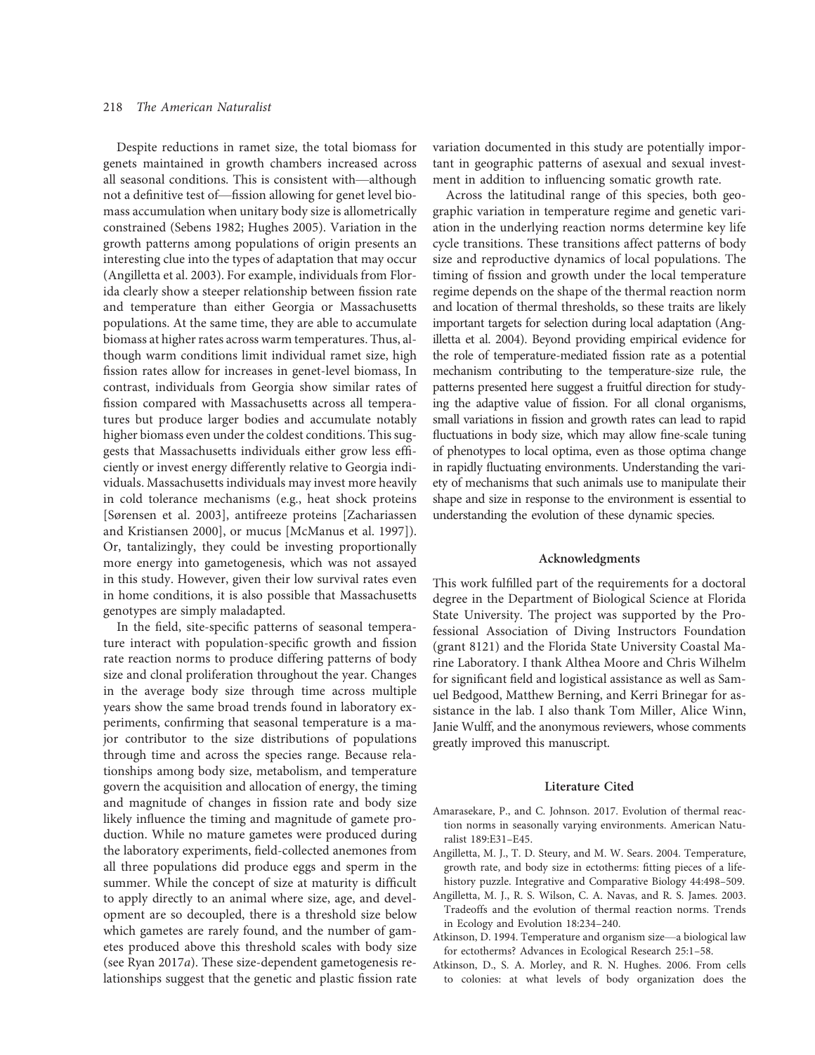Despite reductions in ramet size, the total biomass for genets maintained in growth chambers increased across all seasonal conditions. This is consistent with—although not a definitive test of—fission allowing for genet level biomass accumulation when unitary body size is allometrically constrained (Sebens 1982; Hughes 2005). Variation in the growth patterns among populations of origin presents an interesting clue into the types of adaptation that may occur (Angilletta et al. 2003). For example, individuals from Florida clearly show a steeper relationship between fission rate and temperature than either Georgia or Massachusetts populations. At the same time, they are able to accumulate biomass at higher rates across warm temperatures. Thus, although warm conditions limit individual ramet size, high fission rates allow for increases in genet-level biomass, In contrast, individuals from Georgia show similar rates of fission compared with Massachusetts across all temperatures but produce larger bodies and accumulate notably higher biomass even under the coldest conditions. This suggests that Massachusetts individuals either grow less efficiently or invest energy differently relative to Georgia individuals. Massachusetts individuals may invest more heavily in cold tolerance mechanisms (e.g., heat shock proteins [Sørensen et al. 2003], antifreeze proteins [Zachariassen and Kristiansen 2000], or mucus [McManus et al. 1997]). Or, tantalizingly, they could be investing proportionally more energy into gametogenesis, which was not assayed in this study. However, given their low survival rates even in home conditions, it is also possible that Massachusetts genotypes are simply maladapted.

In the field, site-specific patterns of seasonal temperature interact with population-specific growth and fission rate reaction norms to produce differing patterns of body size and clonal proliferation throughout the year. Changes in the average body size through time across multiple years show the same broad trends found in laboratory experiments, confirming that seasonal temperature is a major contributor to the size distributions of populations through time and across the species range. Because relationships among body size, metabolism, and temperature govern the acquisition and allocation of energy, the timing and magnitude of changes in fission rate and body size likely influence the timing and magnitude of gamete production. While no mature gametes were produced during the laboratory experiments, field-collected anemones from all three populations did produce eggs and sperm in the summer. While the concept of size at maturity is difficult to apply directly to an animal where size, age, and development are so decoupled, there is a threshold size below which gametes are rarely found, and the number of gametes produced above this threshold scales with body size (see Ryan 2017*a*). These size-dependent gametogenesis relationships suggest that the genetic and plastic fission rate variation documented in this study are potentially important in geographic patterns of asexual and sexual investment in addition to influencing somatic growth rate.

Across the latitudinal range of this species, both geographic variation in temperature regime and genetic variation in the underlying reaction norms determine key life cycle transitions. These transitions affect patterns of body size and reproductive dynamics of local populations. The timing of fission and growth under the local temperature regime depends on the shape of the thermal reaction norm and location of thermal thresholds, so these traits are likely important targets for selection during local adaptation (Angilletta et al. 2004). Beyond providing empirical evidence for the role of temperature-mediated fission rate as a potential mechanism contributing to the temperature-size rule, the patterns presented here suggest a fruitful direction for studying the adaptive value of fission. For all clonal organisms, small variations in fission and growth rates can lead to rapid fluctuations in body size, which may allow fine-scale tuning of phenotypes to local optima, even as those optima change in rapidly fluctuating environments. Understanding the variety of mechanisms that such animals use to manipulate their shape and size in response to the environment is essential to understanding the evolution of these dynamic species.

## Acknowledgments

This work fulfilled part of the requirements for a doctoral degree in the Department of Biological Science at Florida State University. The project was supported by the Professional Association of Diving Instructors Foundation (grant 8121) and the Florida State University Coastal Marine Laboratory. I thank Althea Moore and Chris Wilhelm for significant field and logistical assistance as well as Samuel Bedgood, Matthew Berning, and Kerri Brinegar for assistance in the lab. I also thank Tom Miller, Alice Winn, Janie Wulff, and the anonymous reviewers, whose comments greatly improved this manuscript.

## Literature Cited

Amarasekare, P., and C. Johnson. 2017. Evolution of thermal reaction norms in seasonally varying environments. American Naturalist 189:E31–E45.

Angilletta, M. J., T. D. Steury, and M. W. Sears. 2004. Temperature, growth rate, and body size in ectotherms: fitting pieces of a life-history puzzle. Integrative and Comparative Biology 44:498–509.

Angilletta, M. J., R. S. Wilson, C. A. Navas, and R. S. James. 2003. Tradeoffs and the evolution of thermal reaction norms. Trends in Ecology and Evolution 18:234–240.

Atkinson, D. 1994. Temperature and organism size—a biological law for ectotherms? Advances in Ecological Research 25:1–58.

Atkinson, D., S. A. Morley, and R. N. Hughes. 2006. From cells to colonies: at what levels of body organization does the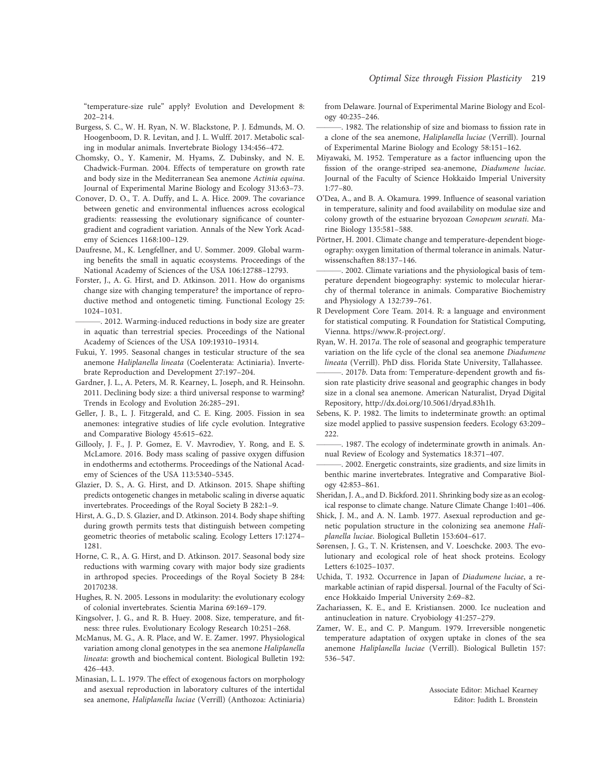"temperature-size rule" apply? Evolution and Development 8: 202–214.

Burgess, S. C., W. H. Ryan, N. W. Blackstone, P. J. Edmunds, M. O. Hoogenboom, D. R. Levitan, and J. L. Wulff. 2017. Metabolic scaling in modular animals. Invertebrate Biology 134:456–472.

Chomsky, O., Y. Kamenir, M. Hyams, Z. Dubinsky, and N. E. Chadwick-Furman. 2004. Effects of temperature on growth rate and body size in the Mediterranean Sea anemone *Actinia equina*. Journal of Experimental Marine Biology and Ecology 313:63–73.

Conover, D. O., T. A. Duffy, and L. A. Hice. 2009. The covariance between genetic and environmental influences across ecological gradients: reassessing the evolutionary significance of countergradient and cogradient variation. Annals of the New York Academy of Sciences 1168:100–129.

Daufresne, M., K. Lengfellner, and U. Sommer. 2009. Global warming benefits the small in aquatic ecosystems. Proceedings of the National Academy of Sciences of the USA 106:12788–12793.

Forster, J., A. G. Hirst, and D. Atkinson. 2011. How do organisms change size with changing temperature? the importance of reproductive method and ontogenetic timing. Functional Ecology 25: 1024–1031.

———. 2012. Warming-induced reductions in body size are greater in aquatic than terrestrial species. Proceedings of the National Academy of Sciences of the USA 109:19310–19314.

Fukui, Y. 1995. Seasonal changes in testicular structure of the sea anemone *Haliplanella lineata* (Coelenterata: Actiniaria). Invertebrate Reproduction and Development 27:197–204.

Gardner, J. L., A. Peters, M. R. Kearney, L. Joseph, and R. Heinsohn. 2011. Declining body size: a third universal response to warming? Trends in Ecology and Evolution 26:285–291.

Geller, J. B., L. J. Fitzgerald, and C. E. King. 2005. Fission in sea anemones: integrative studies of life cycle evolution. Integrative and Comparative Biology 45:615–622.

Gillooly, J. F., J. P. Gomez, E. V. Mavrodiev, Y. Rong, and E. S. McLamore. 2016. Body mass scaling of passive oxygen diffusion in endotherms and ectotherms. Proceedings of the National Academy of Sciences of the USA 113:5340–5345.

Glazier, D. S., A. G. Hirst, and D. Atkinson. 2015. Shape shifting predicts ontogenetic changes in metabolic scaling in diverse aquatic invertebrates. Proceedings of the Royal Society B 282:1–9.

Hirst, A. G., D. S. Glazier, and D. Atkinson. 2014. Body shape shifting during growth permits tests that distinguish between competing geometric theories of metabolic scaling. Ecology Letters 17:1274–1281.

Horne, C. R., A. G. Hirst, and D. Atkinson. 2017. Seasonal body size reductions with warming covary with major body size gradients in arthropod species. Proceedings of the Royal Society B 284: 20170238.

Hughes, R. N. 2005. Lessons in modularity: the evolutionary ecology of colonial invertebrates. Scientia Marina 69:169–179.

Kingsolver, J. G., and R. B. Huey. 2008. Size, temperature, and fitness: three rules. Evolutionary Ecology Research 10:251–268.

McManus, M. G., A. R. Place, and W. E. Zamer. 1997. Physiological variation among clonal genotypes in the sea anemone *Haliplanella lineata*: growth and biochemical content. Biological Bulletin 192: 426–443.

Minasian, L. L. 1979. The effect of exogenous factors on morphology and asexual reproduction in laboratory cultures of the intertidal sea anemone, *Haliplanella luciae* (Verrill) (Anthozoa: Actiniaria) from Delaware. Journal of Experimental Marine Biology and Ecology 40:235–246.

———. 1982. The relationship of size and biomass to fission rate in a clone of the sea anemone, *Haliplanella luciae* (Verrill). Journal of Experimental Marine Biology and Ecology 58:151–162.

Miyawaki, M. 1952. Temperature as a factor influencing upon the fission of the orange-striped sea-anemone, *Diadumene luciae*. Journal of the Faculty of Science Hokkaido Imperial University 1:77–80.

O'Dea, A., and B. A. Okamura. 1999. Influence of seasonal variation in temperature, salinity and food availability on modulae size and colony growth of the estuarine bryozoan *Conopeum seurati*. Marine Biology 135:581–588.

Pörtner, H. 2001. Climate change and temperature-dependent biogeography: oxygen limitation of thermal tolerance in animals. Naturwissenschaften 88:137–146.

———. 2002. Climate variations and the physiological basis of temperature dependent biogeography: systemic to molecular hierarchy of thermal tolerance in animals. Comparative Biochemistry and Physiology A 132:739–761.

R Development Core Team. 2014. R: a language and environment for statistical computing. R Foundation for Statistical Computing, Vienna. https://www.R-project.org/.

Ryan, W. H. 2017*a*. The role of seasonal and geographic temperature variation on the life cycle of the clonal sea anemone *Diadumene lineata* (Verrill). PhD diss. Florida State University, Tallahassee.

———. 2017*b*. Data from: Temperature-dependent growth and fission rate plasticity drive seasonal and geographic changes in body size in a clonal sea anemone. American Naturalist, Dryad Digital Repository, http://dx.doi.org/10.5061/dryad.83h1h.

Sebens, K. P. 1982. The limits to indeterminate growth: an optimal size model applied to passive suspension feeders. Ecology 63:209–222.

———. 1987. The ecology of indeterminate growth in animals. Annual Review of Ecology and Systematics 18:371–407.

———. 2002. Energetic constraints, size gradients, and size limits in benthic marine invertebrates. Integrative and Comparative Biology 42:853–861.

Sheridan, J. A., and D. Bickford. 2011. Shrinking body size as an ecological response to climate change. Nature Climate Change 1:401–406.

Shick, J. M., and A. N. Lamb. 1977. Asexual reproduction and genetic population structure in the colonizing sea anemone *Haliplanella luciae*. Biological Bulletin 153:604–617.

Sørensen, J. G., T. N. Kristensen, and V. Loeschcke. 2003. The evolutionary and ecological role of heat shock proteins. Ecology Letters 6:1025–1037.

Uchida, T. 1932. Occurrence in Japan of *Diadumene luciae*, a remarkable actinian of rapid dispersal. Journal of the Faculty of Science Hokkaido Imperial University 2:69–82.

Zachariassen, K. E., and E. Kristiansen. 2000. Ice nucleation and antinucleation in nature. Cryobiology 41:257–279.

Zamer, W. E., and C. P. Mangum. 1979. Irreversible nongenetic temperature adaptation of oxygen uptake in clones of the sea anemone *Haliplanella luciae* (Verrill). Biological Bulletin 157: 536–547.

Associate Editor: Michael Kearney
Editor: Judith L. Bronstein